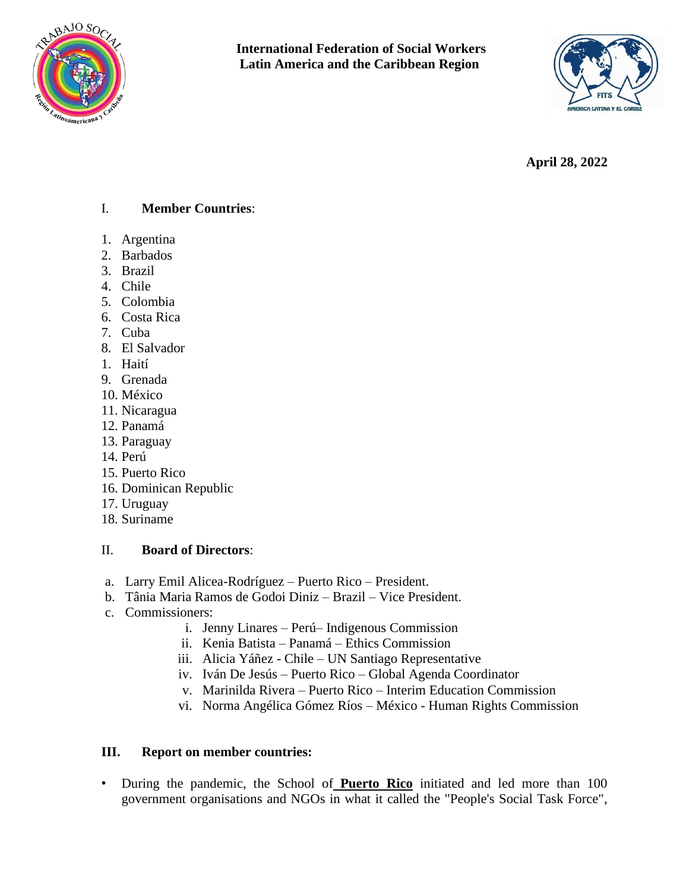**International Federation of Social Workers**
**Latin America and the Caribbean Region**

**April 28, 2022**

## I. Member Countries:

1. Argentina
2. Barbados
3. Brazil
4. Chile
5. Colombia
6. Costa Rica
7. Cuba
8. El Salvador
1. Haití
9. Grenada
10. México
11. Nicaragua
12. Panamá
13. Paraguay
14. Perú
15. Puerto Rico
16. Dominican Republic
17. Uruguay
18. Suriname

## II. Board of Directors:

a. Larry Emil Alicea-Rodríguez – Puerto Rico – President.
b. Tânia Maria Ramos de Godoi Diniz – Brazil – Vice President.
c. Commissioners:
   i. Jenny Linares – Perú– Indigenous Commission
   ii. Kenia Batista – Panamá – Ethics Commission
   iii. Alicia Yáñez - Chile – UN Santiago Representative
   iv. Iván De Jesús – Puerto Rico – Global Agenda Coordinator
   v. Marinilda Rivera – Puerto Rico – Interim Education Commission
   vi. Norma Angélica Gómez Ríos – México - Human Rights Commission

## III. Report on member countries:

- During the pandemic, the School of **Puerto Rico** initiated and led more than 100 government organisations and NGOs in what it called the "People's Social Task Force",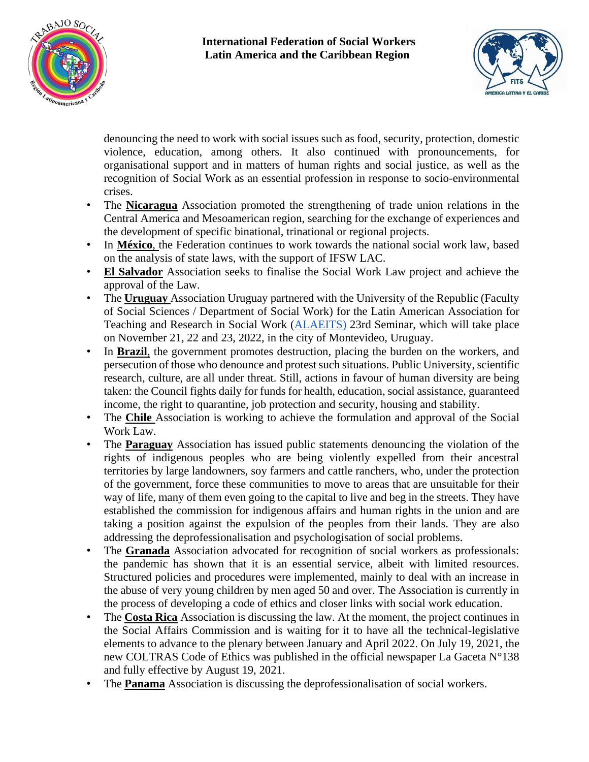denouncing the need to work with social issues such as food, security, protection, domestic violence, education, among others. It also continued with pronouncements, for organisational support and in matters of human rights and social justice, as well as the recognition of Social Work as an essential profession in response to socio-environmental crises.

- The **Nicaragua** Association promoted the strengthening of trade union relations in the Central America and Mesoamerican region, searching for the exchange of experiences and the development of specific binational, trinational or regional projects.
- In **México**, the Federation continues to work towards the national social work law, based on the analysis of state laws, with the support of IFSW LAC.
- **El Salvador** Association seeks to finalise the Social Work Law project and achieve the approval of the Law.
- The **Uruguay** Association Uruguay partnered with the University of the Republic (Faculty of Social Sciences / Department of Social Work) for the Latin American Association for Teaching and Research in Social Work (ALAEITS) 23rd Seminar, which will take place on November 21, 22 and 23, 2022, in the city of Montevideo, Uruguay.
- In **Brazil**, the government promotes destruction, placing the burden on the workers, and persecution of those who denounce and protest such situations. Public University, scientific research, culture, are all under threat. Still, actions in favour of human diversity are being taken: the Council fights daily for funds for health, education, social assistance, guaranteed income, the right to quarantine, job protection and security, housing and stability.
- The **Chile** Association is working to achieve the formulation and approval of the Social Work Law.
- The **Paraguay** Association has issued public statements denouncing the violation of the rights of indigenous peoples who are being violently expelled from their ancestral territories by large landowners, soy farmers and cattle ranchers, who, under the protection of the government, force these communities to move to areas that are unsuitable for their way of life, many of them even going to the capital to live and beg in the streets. They have established the commission for indigenous affairs and human rights in the union and are taking a position against the expulsion of the peoples from their lands. They are also addressing the deprofessionalisation and psychologisation of social problems.
- The **Granada** Association advocated for recognition of social workers as professionals: the pandemic has shown that it is an essential service, albeit with limited resources. Structured policies and procedures were implemented, mainly to deal with an increase in the abuse of very young children by men aged 50 and over. The Association is currently in the process of developing a code of ethics and closer links with social work education.
- The **Costa Rica** Association is discussing the law. At the moment, the project continues in the Social Affairs Commission and is waiting for it to have all the technical-legislative elements to advance to the plenary between January and April 2022. On July 19, 2021, the new COLTRAS Code of Ethics was published in the official newspaper La Gaceta N°138 and fully effective by August 19, 2021.
- The **Panama** Association is discussing the deprofessionalisation of social workers.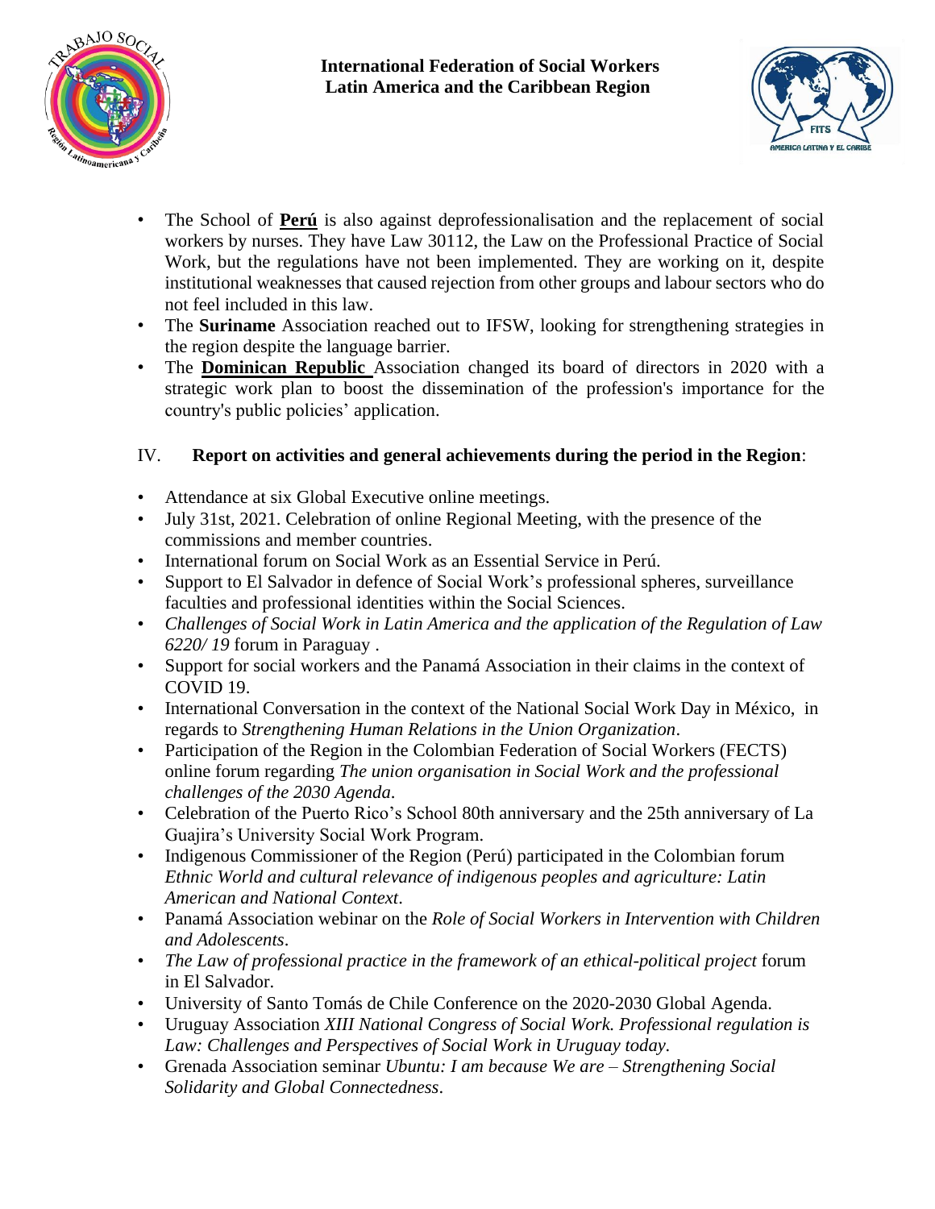- The School of **Perú** is also against deprofessionalisation and the replacement of social workers by nurses. They have Law 30112, the Law on the Professional Practice of Social Work, but the regulations have not been implemented. They are working on it, despite institutional weaknesses that caused rejection from other groups and labour sectors who do not feel included in this law.
- The **Suriname** Association reached out to IFSW, looking for strengthening strategies in the region despite the language barrier.
- The **Dominican Republic** Association changed its board of directors in 2020 with a strategic work plan to boost the dissemination of the profession's importance for the country's public policies' application.

## IV. Report on activities and general achievements during the period in the Region:

- Attendance at six Global Executive online meetings.
- July 31st, 2021. Celebration of online Regional Meeting, with the presence of the commissions and member countries.
- International forum on Social Work as an Essential Service in Perú.
- Support to El Salvador in defence of Social Work's professional spheres, surveillance faculties and professional identities within the Social Sciences.
- *Challenges of Social Work in Latin America and the application of the Regulation of Law 6220/ 19* forum in Paraguay .
- Support for social workers and the Panamá Association in their claims in the context of COVID 19.
- International Conversation in the context of the National Social Work Day in México, in regards to *Strengthening Human Relations in the Union Organization*.
- Participation of the Region in the Colombian Federation of Social Workers (FECTS) online forum regarding *The union organisation in Social Work and the professional challenges of the 2030 Agenda*.
- Celebration of the Puerto Rico's School 80th anniversary and the 25th anniversary of La Guajira's University Social Work Program.
- Indigenous Commissioner of the Region (Perú) participated in the Colombian forum *Ethnic World and cultural relevance of indigenous peoples and agriculture: Latin American and National Context*.
- Panamá Association webinar on the *Role of Social Workers in Intervention with Children and Adolescents*.
- *The Law of professional practice in the framework of an ethical-political project* forum in El Salvador.
- University of Santo Tomás de Chile Conference on the 2020-2030 Global Agenda.
- Uruguay Association *XIII National Congress of Social Work. Professional regulation is Law: Challenges and Perspectives of Social Work in Uruguay today*.
- Grenada Association seminar *Ubuntu: I am because We are – Strengthening Social Solidarity and Global Connectedness*.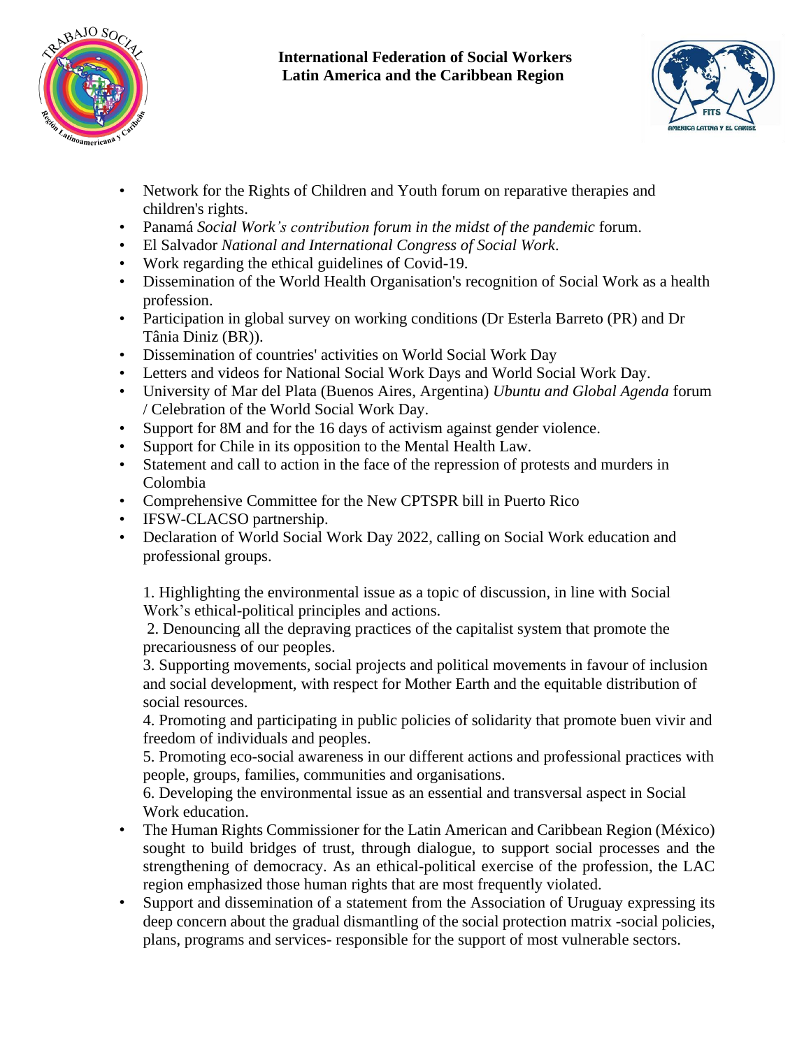- Network for the Rights of Children and Youth forum on reparative therapies and children's rights.
- Panamá *Social Work's contribution forum in the midst of the pandemic* forum.
- El Salvador *National and International Congress of Social Work*.
- Work regarding the ethical guidelines of Covid-19.
- Dissemination of the World Health Organisation's recognition of Social Work as a health profession.
- Participation in global survey on working conditions (Dr Esterla Barreto (PR) and Dr Tânia Diniz (BR)).
- Dissemination of countries' activities on World Social Work Day
- Letters and videos for National Social Work Days and World Social Work Day.
- University of Mar del Plata (Buenos Aires, Argentina) *Ubuntu and Global Agenda* forum / Celebration of the World Social Work Day.
- Support for 8M and for the 16 days of activism against gender violence.
- Support for Chile in its opposition to the Mental Health Law.
- Statement and call to action in the face of the repression of protests and murders in Colombia
- Comprehensive Committee for the New CPTSPR bill in Puerto Rico
- IFSW-CLACSO partnership.
- Declaration of World Social Work Day 2022, calling on Social Work education and professional groups.

  1. Highlighting the environmental issue as a topic of discussion, in line with Social Work's ethical-political principles and actions.
  2. Denouncing all the depraving practices of the capitalist system that promote the precariousness of our peoples.
  3. Supporting movements, social projects and political movements in favour of inclusion and social development, with respect for Mother Earth and the equitable distribution of social resources.
  4. Promoting and participating in public policies of solidarity that promote buen vivir and freedom of individuals and peoples.
  5. Promoting eco-social awareness in our different actions and professional practices with people, groups, families, communities and organisations.
  6. Developing the environmental issue as an essential and transversal aspect in Social Work education.
- The Human Rights Commissioner for the Latin American and Caribbean Region (México) sought to build bridges of trust, through dialogue, to support social processes and the strengthening of democracy. As an ethical-political exercise of the profession, the LAC region emphasized those human rights that are most frequently violated.
- Support and dissemination of a statement from the Association of Uruguay expressing its deep concern about the gradual dismantling of the social protection matrix -social policies, plans, programs and services- responsible for the support of most vulnerable sectors.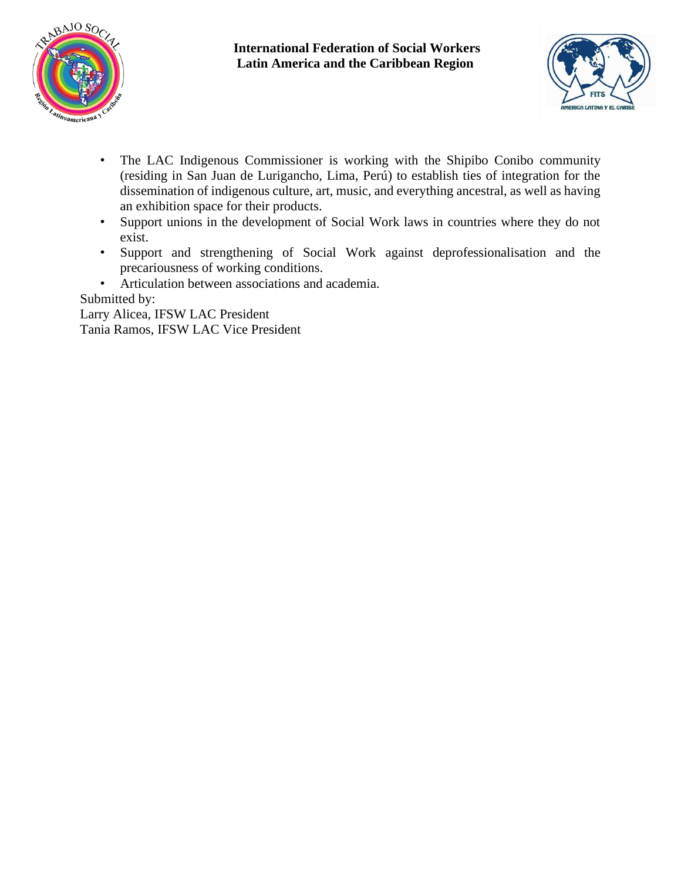- The LAC Indigenous Commissioner is working with the Shipibo Conibo community (residing in San Juan de Lurigancho, Lima, Perú) to establish ties of integration for the dissemination of indigenous culture, art, music, and everything ancestral, as well as having an exhibition space for their products.
- Support unions in the development of Social Work laws in countries where they do not exist.
- Support and strengthening of Social Work against deprofessionalisation and the precariousness of working conditions.
- Articulation between associations and academia.

Submitted by:
Larry Alicea, IFSW LAC President
Tania Ramos, IFSW LAC Vice President